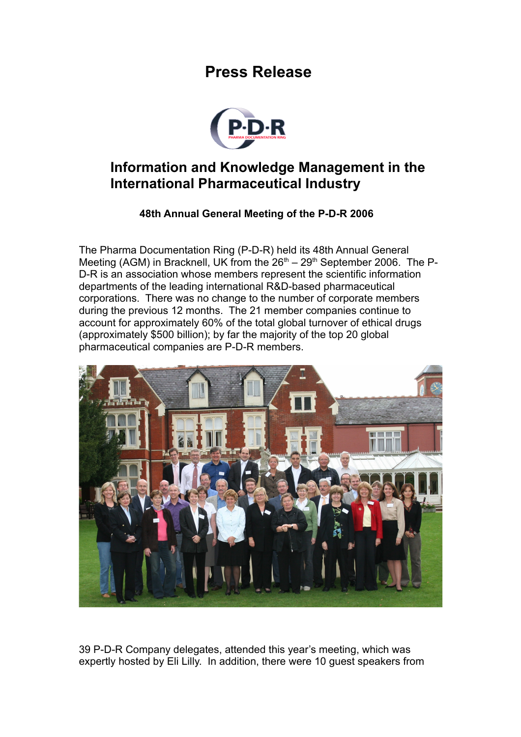# Press Release

## Information and Knowledge Management in the International Pharmaceutical Industry

### 48th Annual General Meeting of the P-D-R 2006

The Pharma Documentation Ring (P-D-R) held its 48th Annual General Meeting (AGM) in Bracknell, UK from the 26[th] – 29[th] September 2006. The P-D-R is an association whose members represent the scientific information departments of the leading international R&D-based pharmaceutical corporations. There was no change to the number of corporate members during the previous 12 months. The 21 member companies continue to account for approximately 60% of the total global turnover of ethical drugs (approximately $500 billion); by far the majority of the top 20 global pharmaceutical companies are P-D-R members.

39 P-D-R Company delegates, attended this year's meeting, which was expertly hosted by Eli Lilly. In addition, there were 10 guest speakers from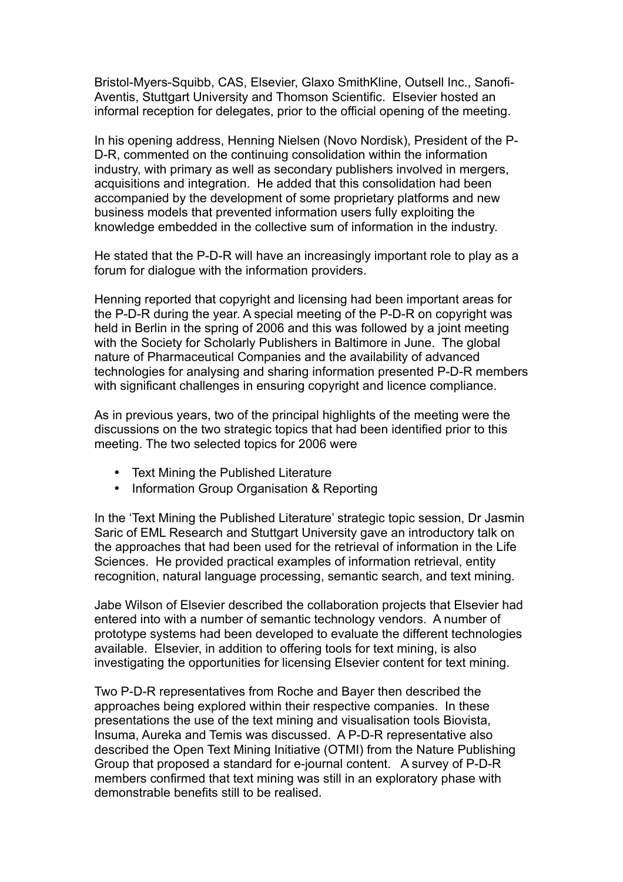Bristol-Myers-Squibb, CAS, Elsevier, Glaxo SmithKline, Outsell Inc., Sanofi-Aventis, Stuttgart University and Thomson Scientific. Elsevier hosted an informal reception for delegates, prior to the official opening of the meeting.

In his opening address, Henning Nielsen (Novo Nordisk), President of the P-D-R, commented on the continuing consolidation within the information industry, with primary as well as secondary publishers involved in mergers, acquisitions and integration. He added that this consolidation had been accompanied by the development of some proprietary platforms and new business models that prevented information users fully exploiting the knowledge embedded in the collective sum of information in the industry.

He stated that the P-D-R will have an increasingly important role to play as a forum for dialogue with the information providers.

Henning reported that copyright and licensing had been important areas for the P-D-R during the year. A special meeting of the P-D-R on copyright was held in Berlin in the spring of 2006 and this was followed by a joint meeting with the Society for Scholarly Publishers in Baltimore in June. The global nature of Pharmaceutical Companies and the availability of advanced technologies for analysing and sharing information presented P-D-R members with significant challenges in ensuring copyright and licence compliance.

As in previous years, two of the principal highlights of the meeting were the discussions on the two strategic topics that had been identified prior to this meeting. The two selected topics for 2006 were

- Text Mining the Published Literature
- Information Group Organisation & Reporting

In the 'Text Mining the Published Literature' strategic topic session, Dr Jasmin Saric of EML Research and Stuttgart University gave an introductory talk on the approaches that had been used for the retrieval of information in the Life Sciences. He provided practical examples of information retrieval, entity recognition, natural language processing, semantic search, and text mining.

Jabe Wilson of Elsevier described the collaboration projects that Elsevier had entered into with a number of semantic technology vendors. A number of prototype systems had been developed to evaluate the different technologies available. Elsevier, in addition to offering tools for text mining, is also investigating the opportunities for licensing Elsevier content for text mining.

Two P-D-R representatives from Roche and Bayer then described the approaches being explored within their respective companies. In these presentations the use of the text mining and visualisation tools Biovista, Insuma, Aureka and Temis was discussed. A P-D-R representative also described the Open Text Mining Initiative (OTMI) from the Nature Publishing Group that proposed a standard for e-journal content. A survey of P-D-R members confirmed that text mining was still in an exploratory phase with demonstrable benefits still to be realised.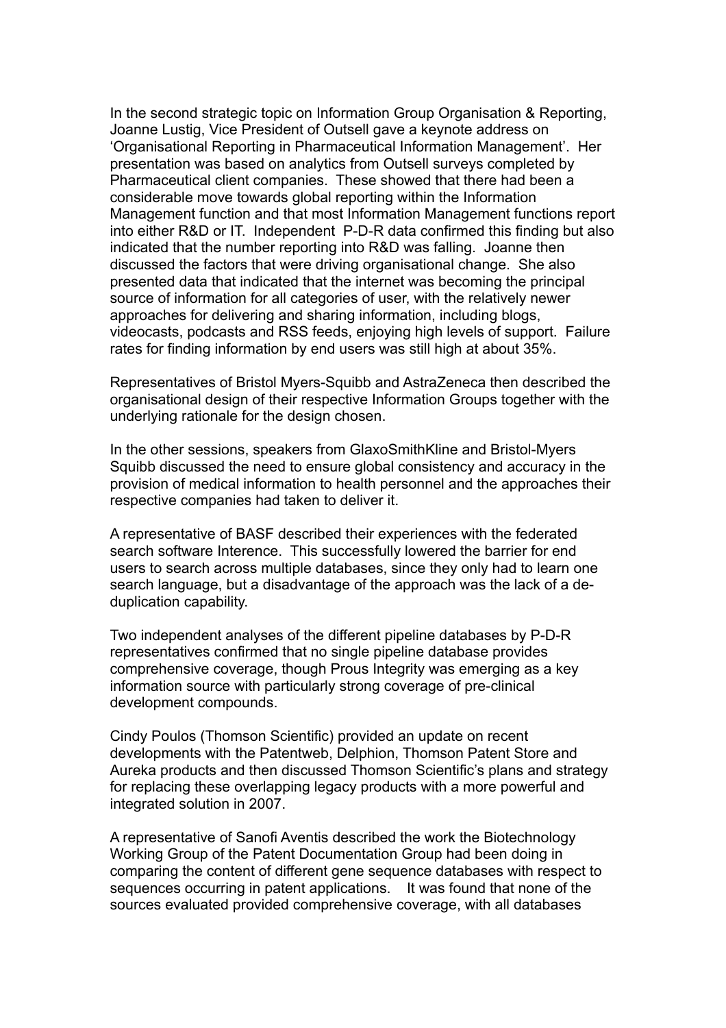In the second strategic topic on Information Group Organisation & Reporting, Joanne Lustig, Vice President of Outsell gave a keynote address on 'Organisational Reporting in Pharmaceutical Information Management'. Her presentation was based on analytics from Outsell surveys completed by Pharmaceutical client companies. These showed that there had been a considerable move towards global reporting within the Information Management function and that most Information Management functions report into either R&D or IT. Independent P-D-R data confirmed this finding but also indicated that the number reporting into R&D was falling. Joanne then discussed the factors that were driving organisational change. She also presented data that indicated that the internet was becoming the principal source of information for all categories of user, with the relatively newer approaches for delivering and sharing information, including blogs, videocasts, podcasts and RSS feeds, enjoying high levels of support. Failure rates for finding information by end users was still high at about 35%.

Representatives of Bristol Myers-Squibb and AstraZeneca then described the organisational design of their respective Information Groups together with the underlying rationale for the design chosen.

In the other sessions, speakers from GlaxoSmithKline and Bristol-Myers Squibb discussed the need to ensure global consistency and accuracy in the provision of medical information to health personnel and the approaches their respective companies had taken to deliver it.

A representative of BASF described their experiences with the federated search software Interence. This successfully lowered the barrier for end users to search across multiple databases, since they only had to learn one search language, but a disadvantage of the approach was the lack of a de-duplication capability.

Two independent analyses of the different pipeline databases by P-D-R representatives confirmed that no single pipeline database provides comprehensive coverage, though Prous Integrity was emerging as a key information source with particularly strong coverage of pre-clinical development compounds.

Cindy Poulos (Thomson Scientific) provided an update on recent developments with the Patentweb, Delphion, Thomson Patent Store and Aureka products and then discussed Thomson Scientific's plans and strategy for replacing these overlapping legacy products with a more powerful and integrated solution in 2007.

A representative of Sanofi Aventis described the work the Biotechnology Working Group of the Patent Documentation Group had been doing in comparing the content of different gene sequence databases with respect to sequences occurring in patent applications. It was found that none of the sources evaluated provided comprehensive coverage, with all databases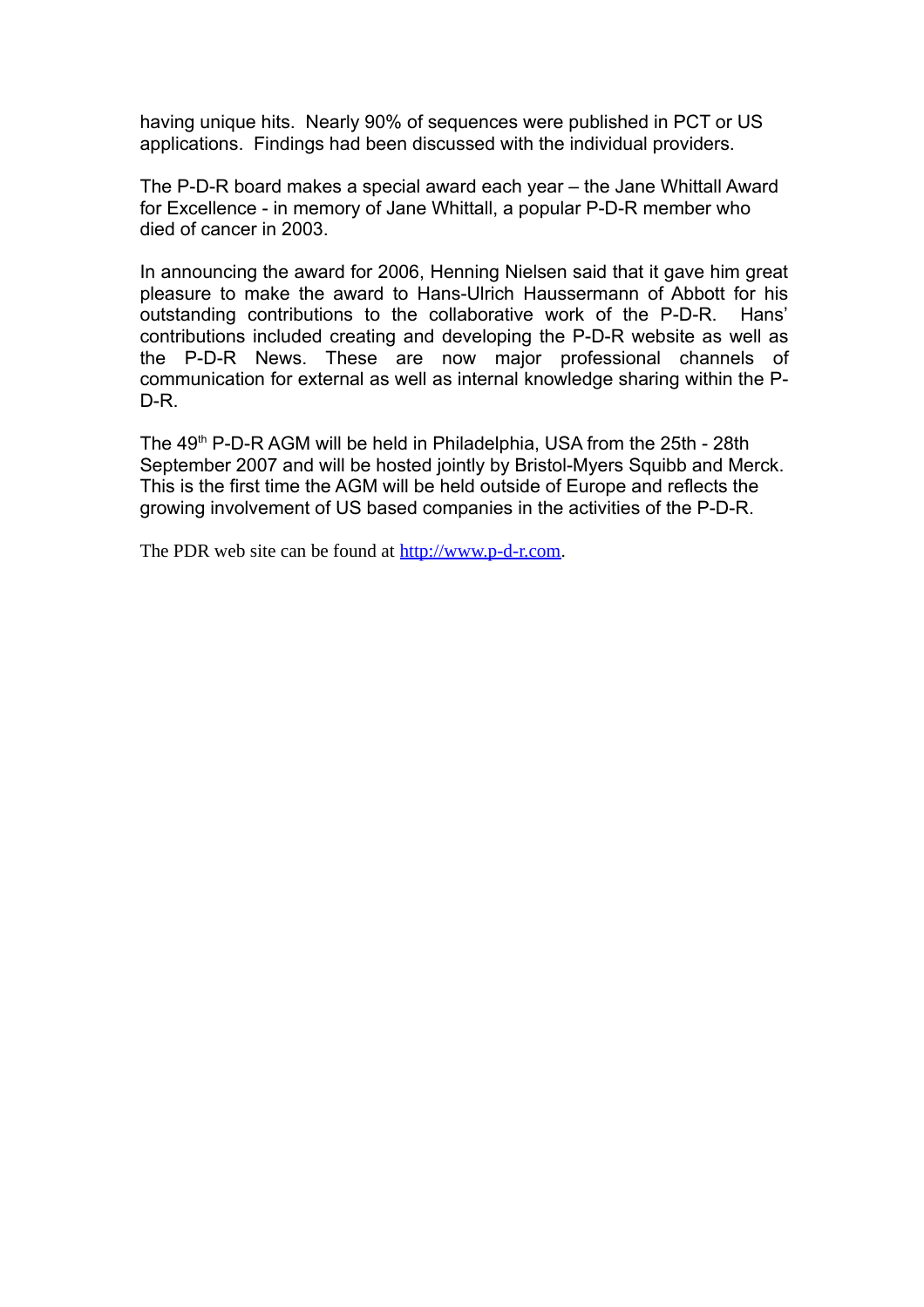having unique hits. Nearly 90% of sequences were published in PCT or US applications. Findings had been discussed with the individual providers.

The P-D-R board makes a special award each year – the Jane Whittall Award for Excellence - in memory of Jane Whittall, a popular P-D-R member who died of cancer in 2003.

In announcing the award for 2006, Henning Nielsen said that it gave him great pleasure to make the award to Hans-Ulrich Haussermann of Abbott for his outstanding contributions to the collaborative work of the P-D-R. Hans' contributions included creating and developing the P-D-R website as well as the P-D-R News. These are now major professional channels of communication for external as well as internal knowledge sharing within the P-D-R.

The 49th P-D-R AGM will be held in Philadelphia, USA from the 25th - 28th September 2007 and will be hosted jointly by Bristol-Myers Squibb and Merck. This is the first time the AGM will be held outside of Europe and reflects the growing involvement of US based companies in the activities of the P-D-R.

The PDR web site can be found at http://www.p-d-r.com.